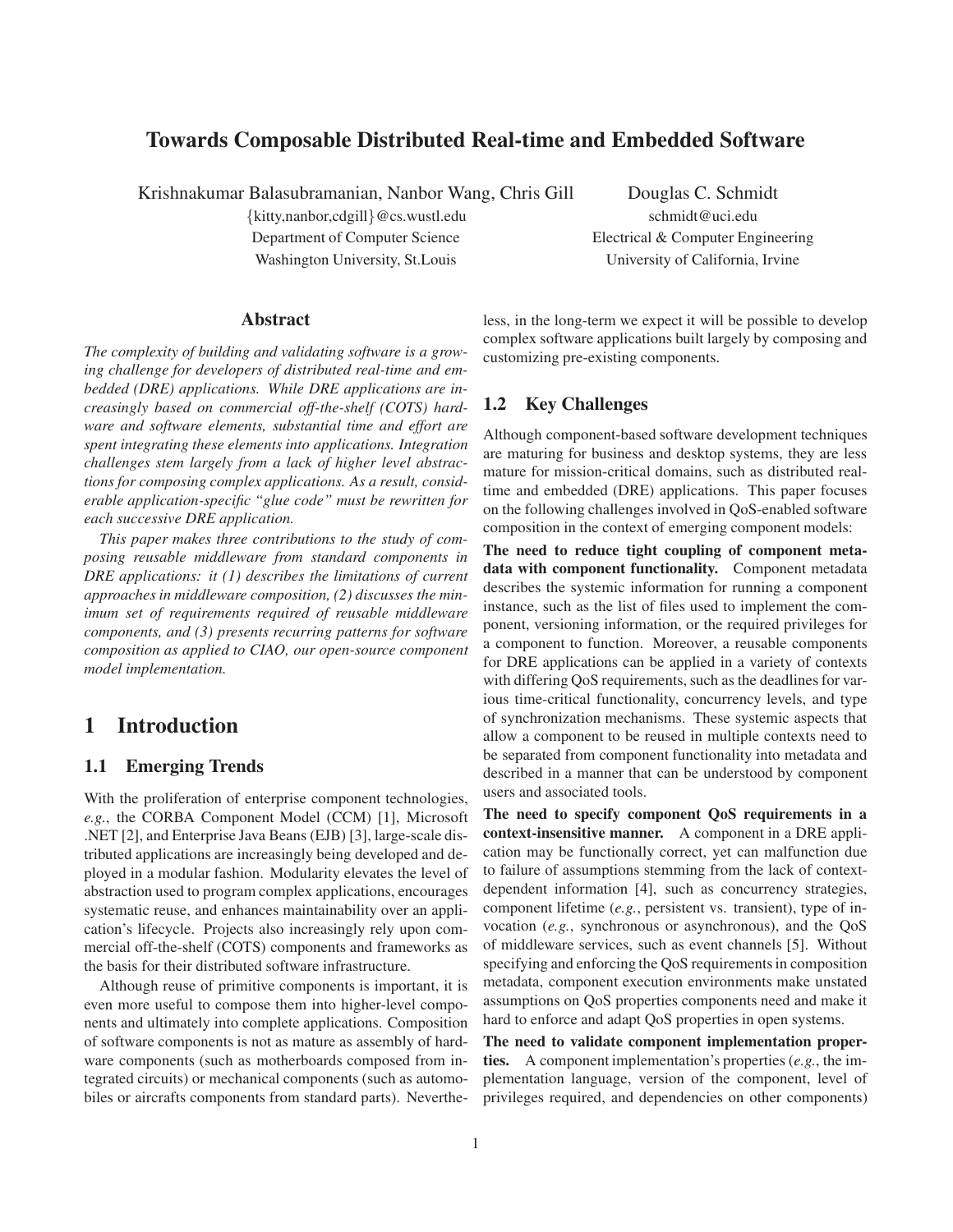# Towards Composable Distributed Real-time and Embedded Software

Krishnakumar Balasubramanian, Nanbor Wang, Chris Gill
{kitty,nanbor,cdgill}@cs.wustl.edu
Department of Computer Science
Washington University, St.Louis

Douglas C. Schmidt
schmidt@uci.edu
Electrical & Computer Engineering
University of California, Irvine

## Abstract

*The complexity of building and validating software is a growing challenge for developers of distributed real-time and embedded (DRE) applications. While DRE applications are increasingly based on commercial off-the-shelf (COTS) hardware and software elements, substantial time and effort are spent integrating these elements into applications. Integration challenges stem largely from a lack of higher level abstractions for composing complex applications. As a result, considerable application-specific "glue code" must be rewritten for each successive DRE application.*

*This paper makes three contributions to the study of composing reusable middleware from standard components in DRE applications: it (1) describes the limitations of current approaches in middleware composition, (2) discusses the minimum set of requirements required of reusable middleware components, and (3) presents recurring patterns for software composition as applied to CIAO, our open-source component model implementation.*

# 1 Introduction

## 1.1 Emerging Trends

With the proliferation of enterprise component technologies, *e.g.*, the CORBA Component Model (CCM) [1], Microsoft .NET [2], and Enterprise Java Beans (EJB) [3], large-scale distributed applications are increasingly being developed and deployed in a modular fashion. Modularity elevates the level of abstraction used to program complex applications, encourages systematic reuse, and enhances maintainability over an application's lifecycle. Projects also increasingly rely upon commercial off-the-shelf (COTS) components and frameworks as the basis for their distributed software infrastructure.

Although reuse of primitive components is important, it is even more useful to compose them into higher-level components and ultimately into complete applications. Composition of software components is not as mature as assembly of hardware components (such as motherboards composed from integrated circuits) or mechanical components (such as automobiles or aircrafts components from standard parts). Nevertheless, in the long-term we expect it will be possible to develop complex software applications built largely by composing and customizing pre-existing components.

## 1.2 Key Challenges

Although component-based software development techniques are maturing for business and desktop systems, they are less mature for mission-critical domains, such as distributed real-time and embedded (DRE) applications. This paper focuses on the following challenges involved in QoS-enabled software composition in the context of emerging component models:

**The need to reduce tight coupling of component metadata with component functionality.** Component metadata describes the systemic information for running a component instance, such as the list of files used to implement the component, versioning information, or the required privileges for a component to function. Moreover, a reusable components for DRE applications can be applied in a variety of contexts with differing QoS requirements, such as the deadlines for various time-critical functionality, concurrency levels, and type of synchronization mechanisms. These systemic aspects that allow a component to be reused in multiple contexts need to be separated from component functionality into metadata and described in a manner that can be understood by component users and associated tools.

**The need to specify component QoS requirements in a context-insensitive manner.** A component in a DRE application may be functionally correct, yet can malfunction due to failure of assumptions stemming from the lack of context-dependent information [4], such as concurrency strategies, component lifetime (*e.g.*, persistent vs. transient), type of invocation (*e.g.*, synchronous or asynchronous), and the QoS of middleware services, such as event channels [5]. Without specifying and enforcing the QoS requirements in composition metadata, component execution environments make unstated assumptions on QoS properties components need and make it hard to enforce and adapt QoS properties in open systems.

**The need to validate component implementation properties.** A component implementation's properties (*e.g.*, the implementation language, version of the component, level of privileges required, and dependencies on other components)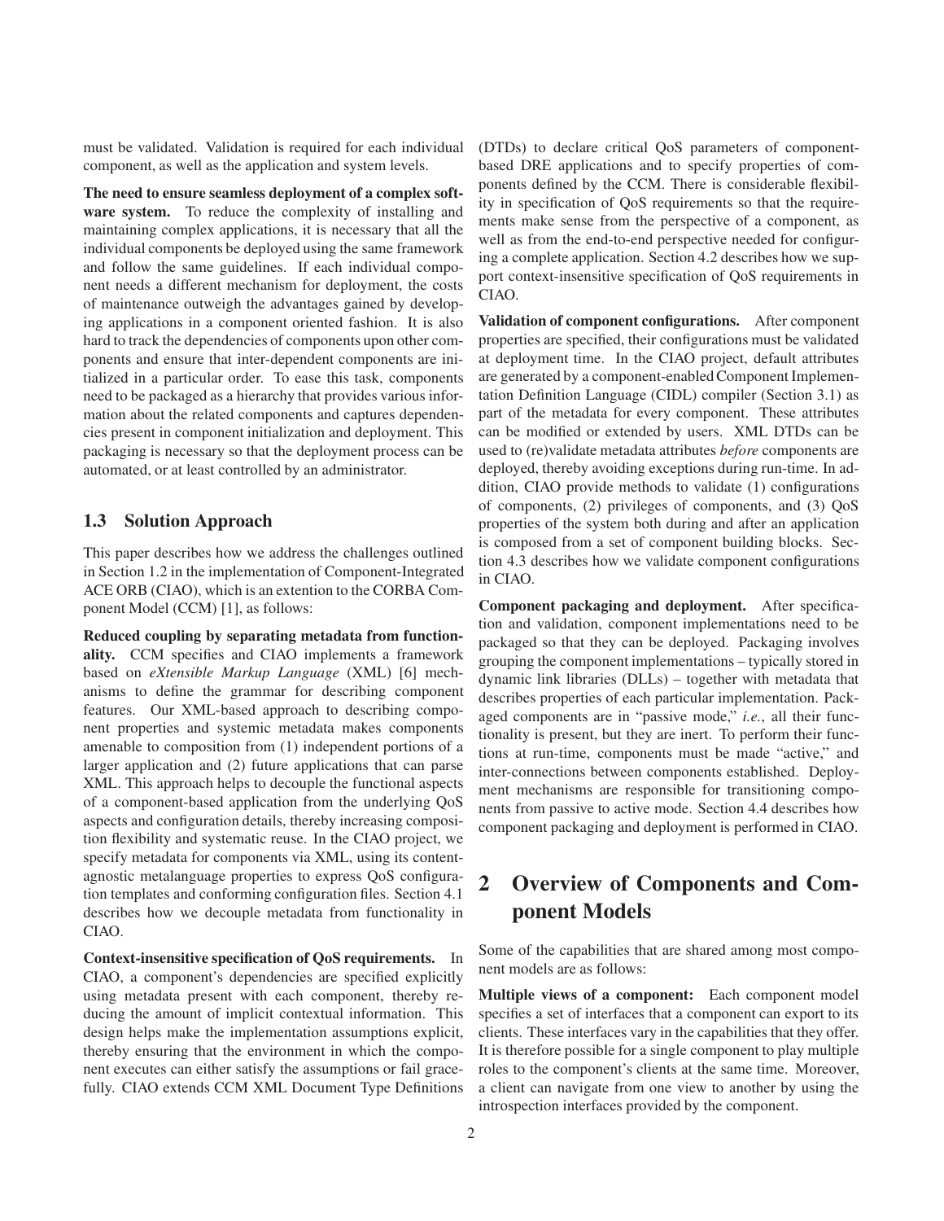must be validated. Validation is required for each individual component, as well as the application and system levels.

**The need to ensure seamless deployment of a complex software system.** To reduce the complexity of installing and maintaining complex applications, it is necessary that all the individual components be deployed using the same framework and follow the same guidelines. If each individual component needs a different mechanism for deployment, the costs of maintenance outweigh the advantages gained by developing applications in a component oriented fashion. It is also hard to track the dependencies of components upon other components and ensure that inter-dependent components are initialized in a particular order. To ease this task, components need to be packaged as a hierarchy that provides various information about the related components and captures dependencies present in component initialization and deployment. This packaging is necessary so that the deployment process can be automated, or at least controlled by an administrator.

## 1.3 Solution Approach

This paper describes how we address the challenges outlined in Section 1.2 in the implementation of Component-Integrated ACE ORB (CIAO), which is an extention to the CORBA Component Model (CCM) [1], as follows:

**Reduced coupling by separating metadata from functionality.** CCM specifies and CIAO implements a framework based on *eXtensible Markup Language* (XML) [6] mechanisms to define the grammar for describing component features. Our XML-based approach to describing component properties and systemic metadata makes components amenable to composition from (1) independent portions of a larger application and (2) future applications that can parse XML. This approach helps to decouple the functional aspects of a component-based application from the underlying QoS aspects and configuration details, thereby increasing composition flexibility and systematic reuse. In the CIAO project, we specify metadata for components via XML, using its content-agnostic metalanguage properties to express QoS configuration templates and conforming configuration files. Section 4.1 describes how we decouple metadata from functionality in CIAO.

**Context-insensitive specification of QoS requirements.** In CIAO, a component's dependencies are specified explicitly using metadata present with each component, thereby reducing the amount of implicit contextual information. This design helps make the implementation assumptions explicit, thereby ensuring that the environment in which the component executes can either satisfy the assumptions or fail gracefully. CIAO extends CCM XML Document Type Definitions (DTDs) to declare critical QoS parameters of component-based DRE applications and to specify properties of components defined by the CCM. There is considerable flexibility in specification of QoS requirements so that the requirements make sense from the perspective of a component, as well as from the end-to-end perspective needed for configuring a complete application. Section 4.2 describes how we support context-insensitive specification of QoS requirements in CIAO.

**Validation of component configurations.** After component properties are specified, their configurations must be validated at deployment time. In the CIAO project, default attributes are generated by a component-enabled Component Implementation Definition Language (CIDL) compiler (Section 3.1) as part of the metadata for every component. These attributes can be modified or extended by users. XML DTDs can be used to (re)validate metadata attributes *before* components are deployed, thereby avoiding exceptions during run-time. In addition, CIAO provide methods to validate (1) configurations of components, (2) privileges of components, and (3) QoS properties of the system both during and after an application is composed from a set of component building blocks. Section 4.3 describes how we validate component configurations in CIAO.

**Component packaging and deployment.** After specification and validation, component implementations need to be packaged so that they can be deployed. Packaging involves grouping the component implementations – typically stored in dynamic link libraries (DLLs) – together with metadata that describes properties of each particular implementation. Packaged components are in "passive mode," *i.e.*, all their functionality is present, but they are inert. To perform their functions at run-time, components must be made "active," and inter-connections between components established. Deployment mechanisms are responsible for transitioning components from passive to active mode. Section 4.4 describes how component packaging and deployment is performed in CIAO.

# 2 Overview of Components and Component Models

Some of the capabilities that are shared among most component models are as follows:

**Multiple views of a component:** Each component model specifies a set of interfaces that a component can export to its clients. These interfaces vary in the capabilities that they offer. It is therefore possible for a single component to play multiple roles to the component's clients at the same time. Moreover, a client can navigate from one view to another by using the introspection interfaces provided by the component.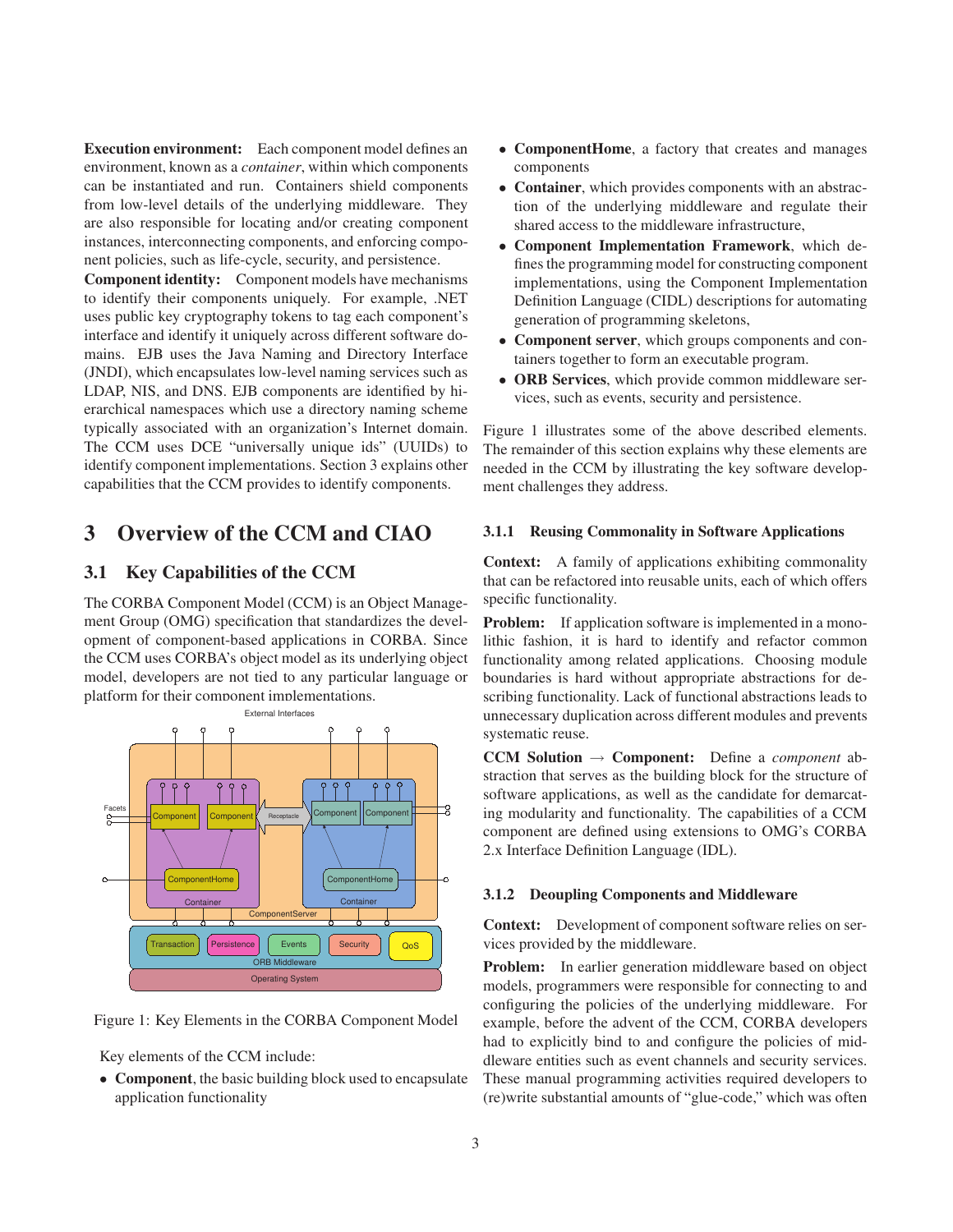**Execution environment:** Each component model defines an environment, known as a *container*, within which components can be instantiated and run. Containers shield components from low-level details of the underlying middleware. They are also responsible for locating and/or creating component instances, interconnecting components, and enforcing component policies, such as life-cycle, security, and persistence.

**Component identity:** Component models have mechanisms to identify their components uniquely. For example, .NET uses public key cryptography tokens to tag each component's interface and identify it uniquely across different software domains. EJB uses the Java Naming and Directory Interface (JNDI), which encapsulates low-level naming services such as LDAP, NIS, and DNS. EJB components are identified by hierarchical namespaces which use a directory naming scheme typically associated with an organization's Internet domain. The CCM uses DCE "universally unique ids" (UUIDs) to identify component implementations. Section 3 explains other capabilities that the CCM provides to identify components.

# 3 Overview of the CCM and CIAO

## 3.1 Key Capabilities of the CCM

The CORBA Component Model (CCM) is an Object Management Group (OMG) specification that standardizes the development of component-based applications in CORBA. Since the CCM uses CORBA's object model as its underlying object model, developers are not tied to any particular language or platform for their component implementations.

Figure 1: Key Elements in the CORBA Component Model

Key elements of the CCM include:

- **Component**, the basic building block used to encapsulate application functionality
- **ComponentHome**, a factory that creates and manages components
- **Container**, which provides components with an abstraction of the underlying middleware and regulate their shared access to the middleware infrastructure,
- **Component Implementation Framework**, which defines the programming model for constructing component implementations, using the Component Implementation Definition Language (CIDL) descriptions for automating generation of programming skeletons,
- **Component server**, which groups components and containers together to form an executable program.
- **ORB Services**, which provide common middleware services, such as events, security and persistence.

Figure 1 illustrates some of the above described elements. The remainder of this section explains why these elements are needed in the CCM by illustrating the key software development challenges they address.

### 3.1.1 Reusing Commonality in Software Applications

**Context:** A family of applications exhibiting commonality that can be refactored into reusable units, each of which offers specific functionality.

**Problem:** If application software is implemented in a monolithic fashion, it is hard to identify and refactor common functionality among related applications. Choosing module boundaries is hard without appropriate abstractions for describing functionality. Lack of functional abstractions leads to unnecessary duplication across different modules and prevents systematic reuse.

**CCM Solution → Component:** Define a *component* abstraction that serves as the building block for the structure of software applications, as well as the candidate for demarcating modularity and functionality. The capabilities of a CCM component are defined using extensions to OMG's CORBA 2.x Interface Definition Language (IDL).

### 3.1.2 Deoupling Components and Middleware

**Context:** Development of component software relies on services provided by the middleware.

**Problem:** In earlier generation middleware based on object models, programmers were responsible for connecting to and configuring the policies of the underlying middleware. For example, before the advent of the CCM, CORBA developers had to explicitly bind to and configure the policies of middleware entities such as event channels and security services. These manual programming activities required developers to (re)write substantial amounts of "glue-code," which was often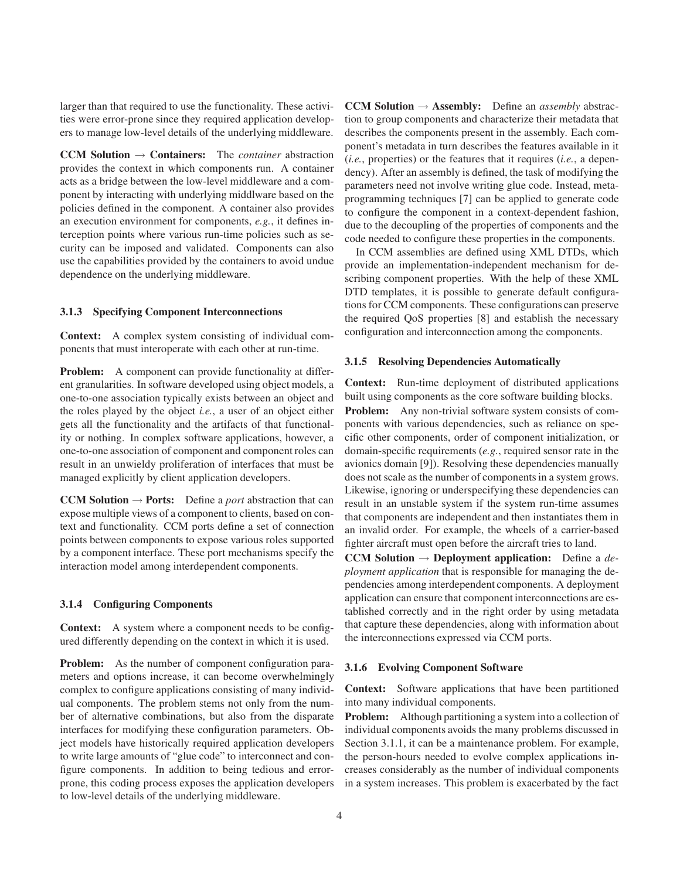larger than that required to use the functionality. These activities were error-prone since they required application developers to manage low-level details of the underlying middleware.

**CCM Solution → Containers:** The *container* abstraction provides the context in which components run. A container acts as a bridge between the low-level middleware and a component by interacting with underlying middlware based on the policies defined in the component. A container also provides an execution environment for components, *e.g.*, it defines interception points where various run-time policies such as security can be imposed and validated. Components can also use the capabilities provided by the containers to avoid undue dependence on the underlying middleware.

### 3.1.3 Specifying Component Interconnections

**Context:** A complex system consisting of individual components that must interoperate with each other at run-time.

**Problem:** A component can provide functionality at different granularities. In software developed using object models, a one-to-one association typically exists between an object and the roles played by the object *i.e.*, a user of an object either gets all the functionality and the artifacts of that functionality or nothing. In complex software applications, however, a one-to-one association of component and component roles can result in an unwieldy proliferation of interfaces that must be managed explicitly by client application developers.

**CCM Solution → Ports:** Define a *port* abstraction that can expose multiple views of a component to clients, based on context and functionality. CCM ports define a set of connection points between components to expose various roles supported by a component interface. These port mechanisms specify the interaction model among interdependent components.

### 3.1.4 Configuring Components

**Context:** A system where a component needs to be configured differently depending on the context in which it is used.

**Problem:** As the number of component configuration parameters and options increase, it can become overwhelmingly complex to configure applications consisting of many individual components. The problem stems not only from the number of alternative combinations, but also from the disparate interfaces for modifying these configuration parameters. Object models have historically required application developers to write large amounts of "glue code" to interconnect and configure components. In addition to being tedious and error-prone, this coding process exposes the application developers to low-level details of the underlying middleware.

**CCM Solution → Assembly:** Define an *assembly* abstraction to group components and characterize their metadata that describes the components present in the assembly. Each component's metadata in turn describes the features available in it (*i.e.*, properties) or the features that it requires (*i.e.*, a dependency). After an assembly is defined, the task of modifying the parameters need not involve writing glue code. Instead, meta-programming techniques [7] can be applied to generate code to configure the component in a context-dependent fashion, due to the decoupling of the properties of components and the code needed to configure these properties in the components.

In CCM assemblies are defined using XML DTDs, which provide an implementation-independent mechanism for describing component properties. With the help of these XML DTD templates, it is possible to generate default configurations for CCM components. These configurations can preserve the required QoS properties [8] and establish the necessary configuration and interconnection among the components.

### 3.1.5 Resolving Dependencies Automatically

**Context:** Run-time deployment of distributed applications built using components as the core software building blocks.

**Problem:** Any non-trivial software system consists of components with various dependencies, such as reliance on specific other components, order of component initialization, or domain-specific requirements (*e.g.*, required sensor rate in the avionics domain [9]). Resolving these dependencies manually does not scale as the number of components in a system grows. Likewise, ignoring or underspecifying these dependencies can result in an unstable system if the system run-time assumes that components are independent and then instantiates them in an invalid order. For example, the wheels of a carrier-based fighter aircraft must open before the aircraft tries to land.

**CCM Solution → Deployment application:** Define a *deployment application* that is responsible for managing the dependencies among interdependent components. A deployment application can ensure that component interconnections are established correctly and in the right order by using metadata that capture these dependencies, along with information about the interconnections expressed via CCM ports.

### 3.1.6 Evolving Component Software

**Context:** Software applications that have been partitioned into many individual components.

**Problem:** Although partitioning a system into a collection of individual components avoids the many problems discussed in Section 3.1.1, it can be a maintenance problem. For example, the person-hours needed to evolve complex applications increases considerably as the number of individual components in a system increases. This problem is exacerbated by the fact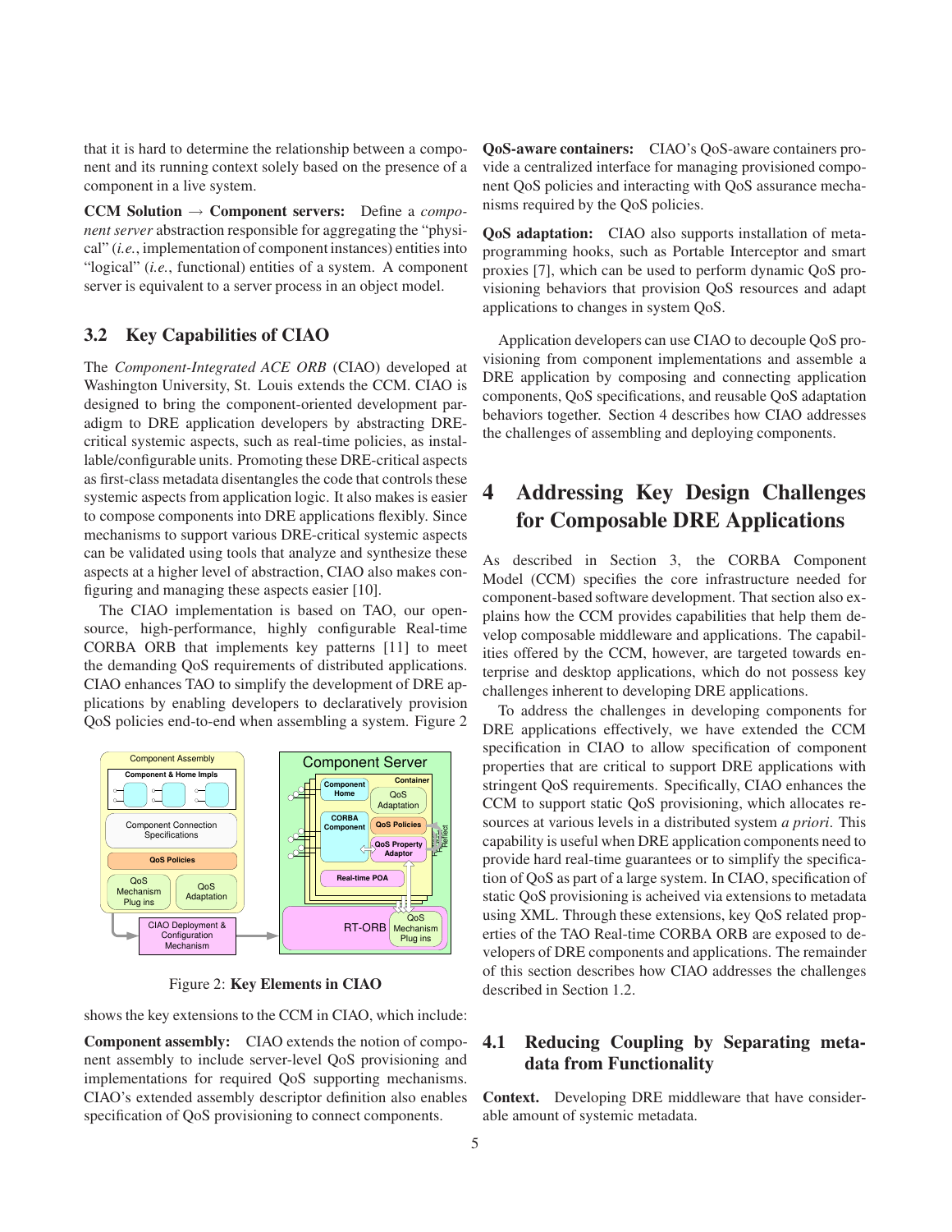that it is hard to determine the relationship between a component and its running context solely based on the presence of a component in a live system.

**CCM Solution → Component servers:** Define a *component server* abstraction responsible for aggregating the "physical" (*i.e.*, implementation of component instances) entities into "logical" (*i.e.*, functional) entities of a system. A component server is equivalent to a server process in an object model.

## 3.2 Key Capabilities of CIAO

The *Component-Integrated ACE ORB* (CIAO) developed at Washington University, St. Louis extends the CCM. CIAO is designed to bring the component-oriented development paradigm to DRE application developers by abstracting DRE-critical systemic aspects, such as real-time policies, as installable/configurable units. Promoting these DRE-critical aspects as first-class metadata disentangles the code that controls these systemic aspects from application logic. It also makes is easier to compose components into DRE applications flexibly. Since mechanisms to support various DRE-critical systemic aspects can be validated using tools that analyze and synthesize these aspects at a higher level of abstraction, CIAO also makes configuring and managing these aspects easier [10].

The CIAO implementation is based on TAO, our open-source, high-performance, highly configurable Real-time CORBA ORB that implements key patterns [11] to meet the demanding QoS requirements of distributed applications. CIAO enhances TAO to simplify the development of DRE applications by enabling developers to declaratively provision QoS policies end-to-end when assembling a system. Figure 2 shows the key extensions to the CCM in CIAO, which include:

Figure 2: **Key Elements in CIAO**

**Component assembly:** CIAO extends the notion of component assembly to include server-level QoS provisioning and implementations for required QoS supporting mechanisms. CIAO's extended assembly descriptor definition also enables specification of QoS provisioning to connect components.

**QoS-aware containers:** CIAO's QoS-aware containers provide a centralized interface for managing provisioned component QoS policies and interacting with QoS assurance mechanisms required by the QoS policies.

**QoS adaptation:** CIAO also supports installation of meta-programming hooks, such as Portable Interceptor and smart proxies [7], which can be used to perform dynamic QoS provisioning behaviors that provision QoS resources and adapt applications to changes in system QoS.

Application developers can use CIAO to decouple QoS provisioning from component implementations and assemble a DRE application by composing and connecting application components, QoS specifications, and reusable QoS adaptation behaviors together. Section 4 describes how CIAO addresses the challenges of assembling and deploying components.

# 4 Addressing Key Design Challenges for Composable DRE Applications

As described in Section 3, the CORBA Component Model (CCM) specifies the core infrastructure needed for component-based software development. That section also explains how the CCM provides capabilities that help them develop composable middleware and applications. The capabilities offered by the CCM, however, are targeted towards enterprise and desktop applications, which do not possess key challenges inherent to developing DRE applications.

To address the challenges in developing components for DRE applications effectively, we have extended the CCM specification in CIAO to allow specification of component properties that are critical to support DRE applications with stringent QoS requirements. Specifically, CIAO enhances the CCM to support static QoS provisioning, which allocates resources at various levels in a distributed system *a priori*. This capability is useful when DRE application components need to provide hard real-time guarantees or to simplify the specification of QoS as part of a large system. In CIAO, specification of static QoS provisioning is acheived via extensions to metadata using XML. Through these extensions, key QoS related properties of the TAO Real-time CORBA ORB are exposed to developers of DRE components and applications. The remainder of this section describes how CIAO addresses the challenges described in Section 1.2.

## 4.1 Reducing Coupling by Separating metadata from Functionality

**Context.** Developing DRE middleware that have considerable amount of systemic metadata.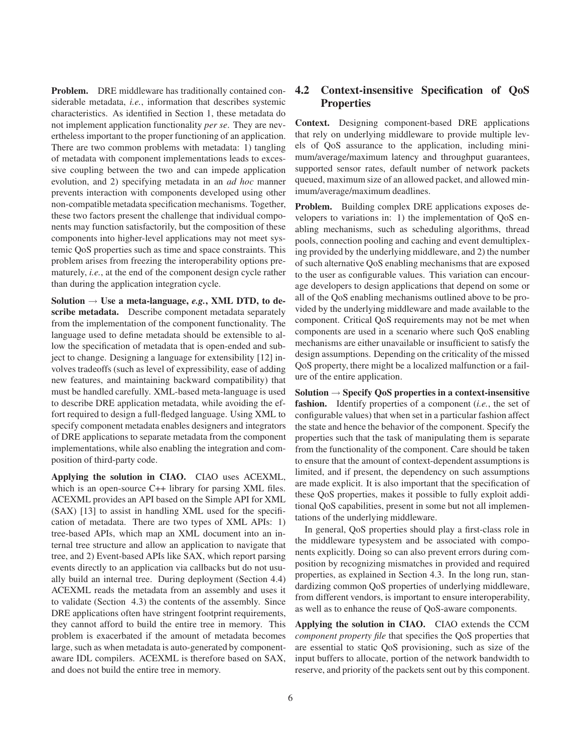**Problem.** DRE middleware has traditionally contained considerable metadata, *i.e.*, information that describes systemic characteristics. As identified in Section 1, these metadata do not implement application functionality *per se*. They are nevertheless important to the proper functioning of an application. There are two common problems with metadata: 1) tangling of metadata with component implementations leads to excessive coupling between the two and can impede application evolution, and 2) specifying metadata in an *ad hoc* manner prevents interaction with components developed using other non-compatible metadata specification mechanisms. Together, these two factors present the challenge that individual components may function satisfactorily, but the composition of these components into higher-level applications may not meet systemic QoS properties such as time and space constraints. This problem arises from freezing the interoperability options prematurely, *i.e.*, at the end of the component design cycle rather than during the application integration cycle.

**Solution → Use a meta-language, *e.g.*, XML DTD, to describe metadata.** Describe component metadata separately from the implementation of the component functionality. The language used to define metadata should be extensible to allow the specification of metadata that is open-ended and subject to change. Designing a language for extensibility [12] involves tradeoffs (such as level of expressibility, ease of adding new features, and maintaining backward compatibility) that must be handled carefully. XML-based meta-language is used to describe DRE application metadata, while avoiding the effort required to design a full-fledged language. Using XML to specify component metadata enables designers and integrators of DRE applications to separate metadata from the component implementations, while also enabling the integration and composition of third-party code.

**Applying the solution in CIAO.** CIAO uses ACEXML, which is an open-source C++ library for parsing XML files. ACEXML provides an API based on the Simple API for XML (SAX) [13] to assist in handling XML used for the specification of metadata. There are two types of XML APIs: 1) tree-based APIs, which map an XML document into an internal tree structure and allow an application to navigate that tree, and 2) Event-based APIs like SAX, which report parsing events directly to an application via callbacks but do not usually build an internal tree. During deployment (Section 4.4) ACEXML reads the metadata from an assembly and uses it to validate (Section 4.3) the contents of the assembly. Since DRE applications often have stringent footprint requirements, they cannot afford to build the entire tree in memory. This problem is exacerbated if the amount of metadata becomes large, such as when metadata is auto-generated by component-aware IDL compilers. ACEXML is therefore based on SAX, and does not build the entire tree in memory.

## 4.2 Context-insensitive Specification of QoS Properties

**Context.** Designing component-based DRE applications that rely on underlying middleware to provide multiple levels of QoS assurance to the application, including minimum/average/maximum latency and throughput guarantees, supported sensor rates, default number of network packets queued, maximum size of an allowed packet, and allowed minimum/average/maximum deadlines.

**Problem.** Building complex DRE applications exposes developers to variations in: 1) the implementation of QoS enabling mechanisms, such as scheduling algorithms, thread pools, connection pooling and caching and event demultiplexing provided by the underlying middleware, and 2) the number of such alternative QoS enabling mechanisms that are exposed to the user as configurable values. This variation can encourage developers to design applications that depend on some or all of the QoS enabling mechanisms outlined above to be provided by the underlying middleware and made available to the component. Critical QoS requirements may not be met when components are used in a scenario where such QoS enabling mechanisms are either unavailable or insufficient to satisfy the design assumptions. Depending on the criticality of the missed QoS property, there might be a localized malfunction or a failure of the entire application.

**Solution → Specify QoS properties in a context-insensitive fashion.** Identify properties of a component (*i.e.*, the set of configurable values) that when set in a particular fashion affect the state and hence the behavior of the component. Specify the properties such that the task of manipulating them is separate from the functionality of the component. Care should be taken to ensure that the amount of context-dependent assumptions is limited, and if present, the dependency on such assumptions are made explicit. It is also important that the specification of these QoS properties, makes it possible to fully exploit additional QoS capabilities, present in some but not all implementations of the underlying middleware.

In general, QoS properties should play a first-class role in the middleware typesystem and be associated with components explicitly. Doing so can also prevent errors during composition by recognizing mismatches in provided and required properties, as explained in Section 4.3. In the long run, standardizing common QoS properties of underlying middleware, from different vendors, is important to ensure interoperability, as well as to enhance the reuse of QoS-aware components.

**Applying the solution in CIAO.** CIAO extends the CCM *component property file* that specifies the QoS properties that are essential to static QoS provisioning, such as size of the input buffers to allocate, portion of the network bandwidth to reserve, and priority of the packets sent out by this component.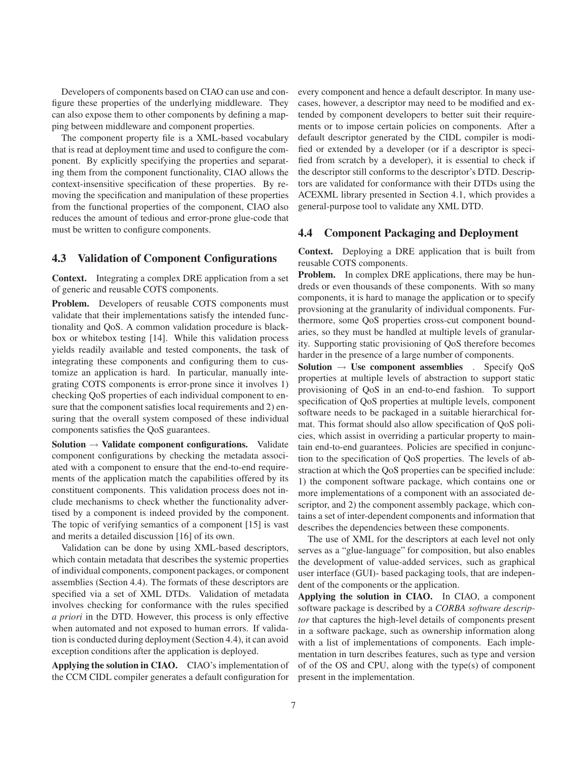Developers of components based on CIAO can use and configure these properties of the underlying middleware. They can also expose them to other components by defining a mapping between middleware and component properties.

The component property file is a XML-based vocabulary that is read at deployment time and used to configure the component. By explicitly specifying the properties and separating them from the component functionality, CIAO allows the context-insensitive specification of these properties. By removing the specification and manipulation of these properties from the functional properties of the component, CIAO also reduces the amount of tedious and error-prone glue-code that must be written to configure components.

## 4.3 Validation of Component Configurations

**Context.** Integrating a complex DRE application from a set of generic and reusable COTS components.

**Problem.** Developers of reusable COTS components must validate that their implementations satisfy the intended functionality and QoS. A common validation procedure is blackbox or whitebox testing [14]. While this validation process yields readily available and tested components, the task of integrating these components and configuring them to customize an application is hard. In particular, manually integrating COTS components is error-prone since it involves 1) checking QoS properties of each individual component to ensure that the component satisfies local requirements and 2) ensuring that the overall system composed of these individual components satisfies the QoS guarantees.

**Solution → Validate component configurations.** Validate component configurations by checking the metadata associated with a component to ensure that the end-to-end requirements of the application match the capabilities offered by its constituent components. This validation process does not include mechanisms to check whether the functionality advertised by a component is indeed provided by the component. The topic of verifying semantics of a component [15] is vast and merits a detailed discussion [16] of its own.

Validation can be done by using XML-based descriptors, which contain metadata that describes the systemic properties of individual components, component packages, or component assemblies (Section 4.4). The formats of these descriptors are specified via a set of XML DTDs. Validation of metadata involves checking for conformance with the rules specified *a priori* in the DTD. However, this process is only effective when automated and not exposed to human errors. If validation is conducted during deployment (Section 4.4), it can avoid exception conditions after the application is deployed.

**Applying the solution in CIAO.** CIAO's implementation of the CCM CIDL compiler generates a default configuration for every component and hence a default descriptor. In many use-cases, however, a descriptor may need to be modified and extended by component developers to better suit their requirements or to impose certain policies on components. After a default descriptor generated by the CIDL compiler is modified or extended by a developer (or if a descriptor is specified from scratch by a developer), it is essential to check if the descriptor still conforms to the descriptor's DTD. Descriptors are validated for conformance with their DTDs using the ACEXML library presented in Section 4.1, which provides a general-purpose tool to validate any XML DTD.

## 4.4 Component Packaging and Deployment

**Context.** Deploying a DRE application that is built from reusable COTS components.

**Problem.** In complex DRE applications, there may be hundreds or even thousands of these components. With so many components, it is hard to manage the application or to specify provsioning at the granularity of individual components. Furthermore, some QoS properties cross-cut component boundaries, so they must be handled at multiple levels of granularity. Supporting static provisioning of QoS therefore becomes harder in the presence of a large number of components.

**Solution → Use component assemblies** . Specify QoS properties at multiple levels of abstraction to support static provisioning of QoS in an end-to-end fashion. To support specification of QoS properties at multiple levels, component software needs to be packaged in a suitable hierarchical format. This format should also allow specification of QoS policies, which assist in overriding a particular property to maintain end-to-end guarantees. Policies are specified in conjunction to the specification of QoS properties. The levels of abstraction at which the QoS properties can be specified include: 1) the component software package, which contains one or more implementations of a component with an associated descriptor, and 2) the component assembly package, which contains a set of inter-dependent components and information that describes the dependencies between these components.

The use of XML for the descriptors at each level not only serves as a "glue-language" for composition, but also enables the development of value-added services, such as graphical user interface (GUI)- based packaging tools, that are independent of the components or the application.

**Applying the solution in CIAO.** In CIAO, a component software package is described by a *CORBA software descriptor* that captures the high-level details of components present in a software package, such as ownership information along with a list of implementations of components. Each implementation in turn describes features, such as type and version of of the OS and CPU, along with the type(s) of component present in the implementation.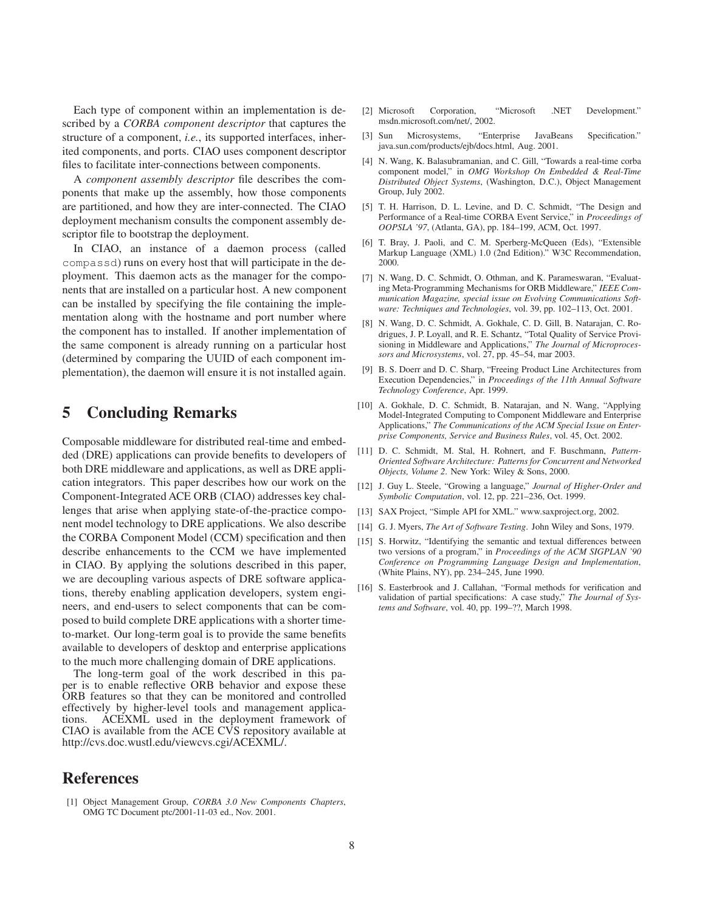Each type of component within an implementation is described by a *CORBA component descriptor* that captures the structure of a component, *i.e.*, its supported interfaces, inherited components, and ports. CIAO uses component descriptor files to facilitate inter-connections between components.

A *component assembly descriptor* file describes the components that make up the assembly, how those components are partitioned, and how they are inter-connected. The CIAO deployment mechanism consults the component assembly descriptor file to bootstrap the deployment.

In CIAO, an instance of a daemon process (called `compassd`) runs on every host that will participate in the deployment. This daemon acts as the manager for the components that are installed on a particular host. A new component can be installed by specifying the file containing the implementation along with the hostname and port number where the component has to installed. If another implementation of the same component is already running on a particular host (determined by comparing the UUID of each component implementation), the daemon will ensure it is not installed again.

# 5 Concluding Remarks

Composable middleware for distributed real-time and embedded (DRE) applications can provide benefits to developers of both DRE middleware and applications, as well as DRE application integrators. This paper describes how our work on the Component-Integrated ACE ORB (CIAO) addresses key challenges that arise when applying state-of-the-practice component model technology to DRE applications. We also describe the CORBA Component Model (CCM) specification and then describe enhancements to the CCM we have implemented in CIAO. By applying the solutions described in this paper, we are decoupling various aspects of DRE software applications, thereby enabling application developers, system engineers, and end-users to select components that can be composed to build complete DRE applications with a shorter time-to-market. Our long-term goal is to provide the same benefits available to developers of desktop and enterprise applications to the much more challenging domain of DRE applications.

The long-term goal of the work described in this paper is to enable reflective ORB behavior and expose these ORB features so that they can be monitored and controlled effectively by higher-level tools and management applications. ACEXML used in the deployment framework of CIAO is available from the ACE CVS repository available at http://cvs.doc.wustl.edu/viewcvs.cgi/ACEXML/.

# References

[1] Object Management Group, *CORBA 3.0 New Components Chapters*, OMG TC Document ptc/2001-11-03 ed., Nov. 2001.

[2] Microsoft Corporation, "Microsoft .NET Development." msdn.microsoft.com/net/, 2002.

[3] Sun Microsystems, "Enterprise JavaBeans Specification." java.sun.com/products/ejb/docs.html, Aug. 2001.

[4] N. Wang, K. Balasubramanian, and C. Gill, "Towards a real-time corba component model," in *OMG Workshop On Embedded & Real-Time Distributed Object Systems*, (Washington, D.C.), Object Management Group, July 2002.

[5] T. H. Harrison, D. L. Levine, and D. C. Schmidt, "The Design and Performance of a Real-time CORBA Event Service," in *Proceedings of OOPSLA '97*, (Atlanta, GA), pp. 184–199, ACM, Oct. 1997.

[6] T. Bray, J. Paoli, and C. M. Sperberg-McQueen (Eds), "Extensible Markup Language (XML) 1.0 (2nd Edition)." W3C Recommendation, 2000.

[7] N. Wang, D. C. Schmidt, O. Othman, and K. Parameswaran, "Evaluating Meta-Programming Mechanisms for ORB Middleware," *IEEE Communication Magazine, special issue on Evolving Communications Software: Techniques and Technologies*, vol. 39, pp. 102–113, Oct. 2001.

[8] N. Wang, D. C. Schmidt, A. Gokhale, C. D. Gill, B. Natarajan, C. Rodrigues, J. P. Loyall, and R. E. Schantz, "Total Quality of Service Provisioning in Middleware and Applications," *The Journal of Microprocessors and Microsystems*, vol. 27, pp. 45–54, mar 2003.

[9] B. S. Doerr and D. C. Sharp, "Freeing Product Line Architectures from Execution Dependencies," in *Proceedings of the 11th Annual Software Technology Conference*, Apr. 1999.

[10] A. Gokhale, D. C. Schmidt, B. Natarajan, and N. Wang, "Applying Model-Integrated Computing to Component Middleware and Enterprise Applications," *The Communications of the ACM Special Issue on Enterprise Components, Service and Business Rules*, vol. 45, Oct. 2002.

[11] D. C. Schmidt, M. Stal, H. Rohnert, and F. Buschmann, *Pattern-Oriented Software Architecture: Patterns for Concurrent and Networked Objects, Volume 2*. New York: Wiley & Sons, 2000.

[12] J. Guy L. Steele, "Growing a language," *Journal of Higher-Order and Symbolic Computation*, vol. 12, pp. 221–236, Oct. 1999.

[13] SAX Project, "Simple API for XML." www.saxproject.org, 2002.

[14] G. J. Myers, *The Art of Software Testing*. John Wiley and Sons, 1979.

[15] S. Horwitz, "Identifying the semantic and textual differences between two versions of a program," in *Proceedings of the ACM SIGPLAN '90 Conference on Programming Language Design and Implementation*, (White Plains, NY), pp. 234–245, June 1990.

[16] S. Easterbrook and J. Callahan, "Formal methods for verification and validation of partial specifications: A case study," *The Journal of Systems and Software*, vol. 40, pp. 199–??, March 1998.